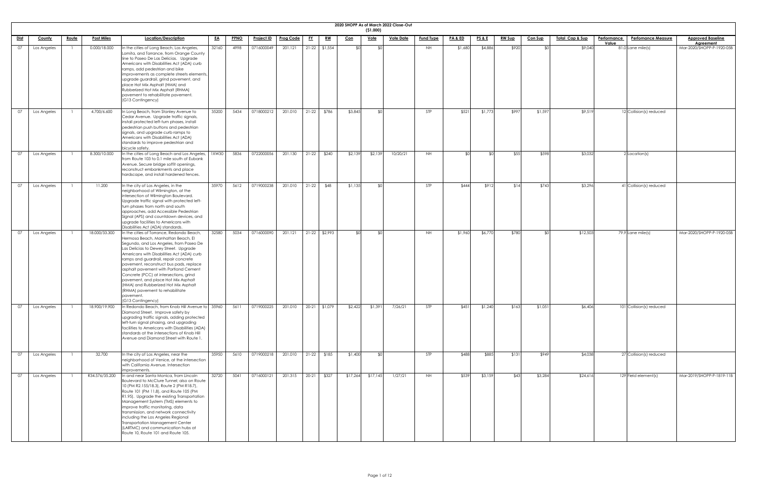# 2020 SHOPP As of March 2022 Close-Out

($1,000)

| Dist | County | Route | Post Miles | Location/Description | EA | PPNO | Project ID | Prog Code | FY | RW | Con | Vote | Vote Date | Fund Type | PA & ED | PS & E | RW Sup | Con Sup | Total Cap & Sup | Performance Value | Perfomance Measure | Approved Baseline Agreement |
|---|---|---|---|---|---|---|---|---|---|---|---|---|---|---|---|---|---|---|---|---|---|---|
| 07 | Los Angeles | 1 | 0.000/18.000 | In the cities of Long Beach, Los Angeles, Lomita, and Torrance, from Orange County line to Paseo De Las Delicias. Upgrade Americans with Disabilities Act (ADA) curb ramps, add pedestrian and bike improvements as complete streets elements, upgrade guardrail, grind pavement, and place Hot Mix Asphalt (HMA) and Rubberized Hot Mix Asphalt (RHMA) pavement to rehabilitate pavement. (G13 Contingency) | 32160 | 4998 | 0716000049 | 201.121 | 21-22 | $1,554 | $0 | $0 | | NH | $1,680 | $4,886 | $920 | $0 | $9,040 | 81.0 | Lane mile(s) | Mar-2020/SHOPP-P-1920-05B |
| 07 | Los Angeles | 1 | 4.700/6.600 | In Long Beach, from Stanley Avenue to Cedar Avenue. Upgrade traffic signals, install protected left-turn phases, install pedestrian push buttons and pedestrian signals, and upgrade curb ramps to Americans with Disabilities Act (ADA) standards to improve pedestrian and bicycle safety. | 35200 | 5434 | 0718000212 | 201.010 | 21-22 | $786 | $3,845 | $0 | | STP | $521 | $1,773 | $997 | $1,597 | $9,519 | 12 | Collision(s) reduced | |
| 07 | Los Angeles | 1 | 8.300/10.000 | In the cities of Long Beach and Los Angeles, from Route 103 to 0.1 mile south of Eubank Avenue. Secure bridge soffit openings, reconstruct embankments and place hardscape, and install hardened fences. | 1XW30 | 5836 | 0722000056 | 201.130 | 21-22 | $240 | $2,139 | $2,139 | 10/20/21 | NH | $0 | $0 | $55 | $598 | $3,032 | 2 | Location(s) | |
| 07 | Los Angeles | 1 | 11.200 | In the city of Los Angeles, in the neighborhood of Wilmington, at the intersection of Wilmington Boulevard. Upgrade traffic signal with protected left-turn phases from north and south approaches, add Accessible Pedestrian Signal (APS) and countdown devices, and upgrade facilities to Americans with Disabilities Act (ADA) standards. | 35970 | 5612 | 0719000238 | 201.010 | 21-22 | $48 | $1,135 | $0 | | STP | $444 | $912 | $14 | $743 | $3,296 | 41 | Collision(s) reduced | |
| 07 | Los Angeles | 1 | 18.000/33.300 | In the cities of Torrance, Redondo Beach, Hermosa Beach, Manhattan Beach, El Segundo, and Los Angeles, from Paseo De Las Delicias to Dewey Street. Upgrade Americans with Disabilities Act (ADA) curb ramps and guardrail, repair concrete pavement, reconstruct bus pads, replace asphalt pavement with Portland Cement Concrete (PCC) at intersections, grind pavement, and place Hot Mix Asphalt (HMA) and Rubberized Hot Mix Asphalt (RHMA) pavement to rehabilitate pavement. (G13 Contingency) | 32580 | 5034 | 0716000090 | 201.121 | 21-22 | $2,993 | $0 | $0 | | NH | $1,960 | $6,770 | $780 | $0 | $12,503 | 79.9 | Lane mile(s) | Mar-2020/SHOPP-P-1920-05B |
| 07 | Los Angeles | 1 | 18.900/19.900 | In Redondo Beach, from Knob Hill Avenue to Diamond Street. Improve safety by upgrading traffic signals, adding protected left-turn signal phasing, and upgrading facilities to Americans with Disabilities (ADA) standards at the intersections of Knob Hill Avenue and Diamond Street with Route 1. | 35960 | 5611 | 0719000225 | 201.010 | 20-21 | $1,079 | $2,422 | $1,391 | 7/26/21 | STP | $451 | $1,240 | $163 | $1,051 | $6,406 | 101 | Collision(s) reduced | |
| 07 | Los Angeles | 1 | 32.700 | In the city of Los Angeles, near the neighborhood of Venice, at the intersection with California Avenue. Intersection improvements. | 35950 | 5610 | 0719000218 | 201.010 | 21-22 | $185 | $1,400 | $0 | | STP | $488 | $885 | $131 | $949 | $4,038 | 27 | Collision(s) reduced | |
| 07 | Los Angeles | 1 | R34.576/35.200 | In and near Santa Monica, from Lincoln Boulevard to McClure Tunnel; also on Route 10 (PM R2.155/18.3), Route 2 (PM R18.7), Route 101 (PM 11.8), and Route 105 (PM R1.95). Upgrade the existing Transportation Management System (TMS) elements to improve traffic monitoring, data transmission, and network connectivity including the Los Angeles Regional Transportation Management Center (LARTMC) and communication hubs at Route 10, Route 101 and Route 105. | 32720 | 5041 | 0716000121 | 201.315 | 20-21 | $327 | $17,264 | $17,145 | 1/27/21 | NH | $539 | $3,159 | $43 | $3,284 | $24,616 | 129 | Field element(s) | Mar-2019/SHOPP-P-1819-11B |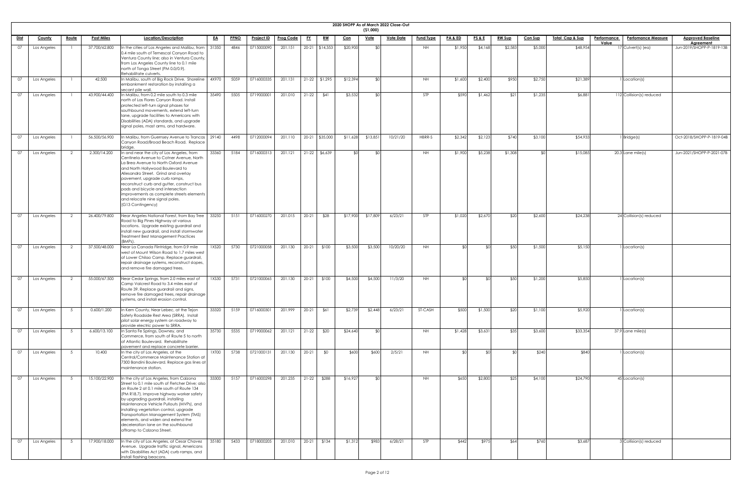# 2020 SHOPP As of March 2022 Close-Out

($1,000)

| Dist | County | Route | Post Miles | Location/Description | EA | PPNO | Project ID | Prog Code | FY | RW | Con | Vote | Vote Date | Fund Type | PA & ED | PS & E | RW Sup | Con Sup | Total Cap & Sup | Performance Value | Perfomance Measure | Approved Baseline Agreement |
|---|---|---|---|---|---|---|---|---|---|---|---|---|---|---|---|---|---|---|---|---|---|---|
| 07 | Los Angeles | 1 | 37.700/62.800 | In the cities of Los Angeles and Malibu, from 0.4 mile south of Temescal Canyon Road to Ventura County line; also in Ventura County, from Los Angeles County line to 0.1 mile north of Tonga Street (PM 0.0/0.9). Rehabilitate culverts. | 31350 | 4846 | 0715000090 | 201.151 | 20-21 | $14,353 | $20,900 | $0 | | NH | $1,950 | $4,168 | $2,583 | $5,000 | $48,954 | 17 | Culvert(s) (ea) | Jun-2019/SHOPP-P-1819-13B |
| 07 | Los Angeles | 1 | 42.500 | In Malibu, south of Big Rock Drive. Shoreline embankment restoration by installing a secant pile wall. | 4X970 | 5059 | 0716000335 | 201.131 | 21-22 | $1,295 | $12,394 | $0 | | NH | $1,600 | $2,400 | $950 | $2,750 | $21,389 | 1 | Location(s) | |
| 07 | Los Angeles | 1 | 43.900/44.400 | In Malibu, from 0.2 mile south to 0.3 mile north of Las Flores Canyon Road. Install protected left-turn signal phases for southbound movements, extend left-turn lane, upgrade facilities to Americans with Disabilities (ADA) standards, and upgrade signal poles, mast arms, and hardware. | 35490 | 5505 | 0719000001 | 201.010 | 21-22 | $41 | $3,532 | $0 | | STP | $590 | $1,462 | $21 | $1,235 | $6,881 | 112 | Collision(s) reduced | |
| 07 | Los Angeles | 1 | 56.500/56.900 | In Malibu, from Guernsey Avenue to Trancas Canyon Road/Broad Beach Road. Replace bridge. | 29140 | 4498 | 0712000094 | 201.110 | 20-21 | $35,000 | $11,628 | $13,851 | 10/21/20 | HBRR-S | $2,342 | $2,123 | $740 | $3,100 | $54,933 | 1 | Bridge(s) | Oct-2018/SHOPP-P-1819-04B |
| 07 | Los Angeles | 2 | 2.300/14.200 | In and near the city of Los Angeles, from Centinela Avenue to Cotner Avenue, North La Brea Avenue to North Oxford Avenue and North Hollywood Boulevard to Allesandro Street. Grind and overlay pavement, upgrade curb ramps, reconstruct curb and gutter, construct bus pads and bicycle and intersection improvements as complete streets elements and relocate nine signal poles. (G13 Contingency) | 33360 | 5184 | 0716000313 | 201.121 | 21-22 | $6,639 | $0 | $0 | | NH | $1,900 | $5,238 | $1,308 | $0 | $15,085 | 20.3 | Lane mile(s) | Jun-2021/SHOPP-P-2021-07B |
| 07 | Los Angeles | 2 | 26.400/79.800 | Near Angeles National Forest, from Bay Tree Road to Big Pines Highway at various locations. Upgrade existing guardrail and install new guardrail, and install stormwater Treatment Best Management Practices (BMPs). | 33250 | 5151 | 0716000270 | 201.015 | 20-21 | $28 | $17,900 | $17,809 | 6/23/21 | STP | $1,020 | $2,670 | $20 | $2,600 | $24,238 | 24 | Collision(s) reduced | |
| 07 | Los Angeles | 2 | 37.500/48.000 | Near La Canada Flintridge, from 0.9 mile west of Mount Wilson Road to 1.7 miles west of Lower Chilao Camp. Replace guardrail, repair drainage systems, reconstruct slopes, and remove fire damaged trees. | 1XS20 | 5730 | 0721000058 | 201.130 | 20-21 | $100 | $3,500 | $3,500 | 10/20/20 | NH | $0 | $0 | $50 | $1,500 | $5,150 | 1 | Location(s) | |
| 07 | Los Angeles | 2 | 55.000/67.500 | Near Cedar Springs, from 2.0 miles east of Camp Valcrest Road to 3.4 miles east of Route 39. Replace guardrail and signs, remove fire damaged trees, repair drainage systems, and install erosion control. | 1XS30 | 5731 | 0721000065 | 201.130 | 20-21 | $100 | $4,500 | $4,500 | 11/3/20 | NH | $0 | $0 | $50 | $1,200 | $5,850 | 1 | Location(s) | |
| 07 | Los Angeles | 5 | 0.600/1.200 | In Kern County, Near Lebec, at the Tejon Safety Roadside Rest Area (SRRA). Install pilot solar energy system on roadway to provide electric power to SRRA. | 33320 | 5159 | 0716000301 | 201.999 | 20-21 | $61 | $2,739 | $2,448 | 6/23/21 | ST-CASH | $500 | $1,500 | $20 | $1,100 | $5,920 | 1 | Location(s) | |
| 07 | Los Angeles | 5 | 6.600/13.100 | In Santa Fe Springs, Downey, and Commerce, from south of Route 5 to north of Atlantic Boulevard. Rehabilitate pavement and replace concrete barrier. | 35730 | 5535 | 0719000062 | 201.121 | 21-22 | $20 | $24,640 | $0 | | NH | $1,428 | $3,631 | $35 | $3,600 | $33,354 | 37.9 | Lane mile(s) | |
| 07 | Los Angeles | 5 | 10.400 | In the city of Los Angeles, at the Central/Commerce Maintenance Station at 7300 Bandini Boulevard. Replace gas lines at maintenance station. | 1XT00 | 5738 | 0721000131 | 201.130 | 20-21 | $0 | $600 | $600 | 2/5/21 | NH | $0 | $0 | $0 | $240 | $840 | 1 | Location(s) | |
| 07 | Los Angeles | 5 | 15.100/22.900 | In the city of Los Angeles, from Calzona Street to 0.1 mile south of Fletcher Drive; also on Route 2 at 0.1 mile south of Route 134 (PM R18.7). Improve highway worker safety by upgrading guardrail, installing Maintenance Vehicle Pullouts (MVPs), and installing vegetation control, upgrade Transportation Management System (TMS) elements, and widen and extend the deceleration lane on the southbound offramp to Calzona Street. | 33300 | 5157 | 0716000298 | 201.235 | 21-22 | $288 | $16,927 | $0 | | NH | $650 | $2,800 | $25 | $4,100 | $24,790 | 45 | Location(s) | |
| 07 | Los Angeles | 5 | 17.900/18.000 | In the city of Los Angeles, at Cesar Chavez Avenue. Upgrade traffic signal, Americans with Disabilities Act (ADA) curb ramps, and install flashing beacons. | 35180 | 5433 | 0718000205 | 201.010 | 20-21 | $134 | $1,312 | $983 | 6/28/21 | STP | $442 | $975 | $64 | $760 | $3,687 | 3 | Collision(s) reduced | |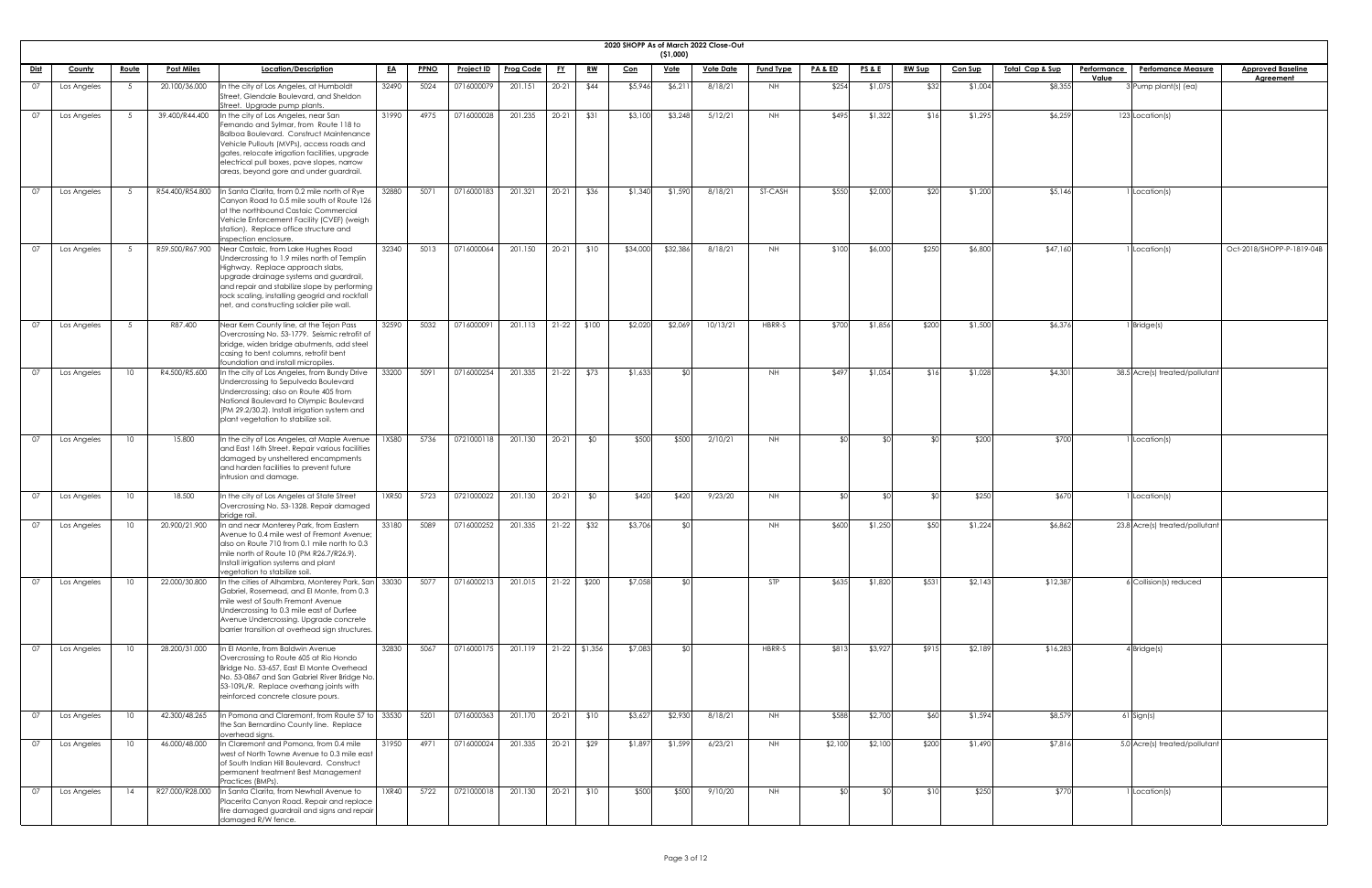# 2020 SHOPP As of March 2022 Close-Out

($1,000)

| Dist | County | Route | Post Miles | Location/Description | EA | PPNO | Project ID | Prog Code | FY | RW | Con | Vote | Vote Date | Fund Type | PA & ED | PS & E | RW Sup | Con Sup | Total Cap & Sup | Performance Value | Perfomance Measure | Approved Baseline Agreement |
|---|---|---|---|---|---|---|---|---|---|---|---|---|---|---|---|---|---|---|---|---|---|---|
| 07 | Los Angeles | 5 | 20.100/36.000 | In the city of Los Angeles, at Humboldt Street, Glendale Boulevard, and Sheldon Street. Upgrade pump plants. | 32490 | 5024 | 0716000079 | 201.151 | 20-21 | $44 | $5,946 | $6,211 | 8/18/21 | NH | $254 | $1,075 | $32 | $1,004 | $8,355 | 3 | Pump plant(s) (ea) | |
| 07 | Los Angeles | 5 | 39.400/R44.400 | In the city of Los Angeles, near San Fernando and Sylmar, from Route 118 to Balboa Boulevard. Construct Maintenance Vehicle Pullouts (MVPs), access roads and gates, relocate irrigation facilities, upgrade electrical pull boxes, pave slopes, narrow areas, beyond gore and under guardrail. | 31990 | 4975 | 0716000028 | 201.235 | 20-21 | $31 | $3,100 | $3,248 | 5/12/21 | NH | $495 | $1,322 | $16 | $1,295 | $6,259 | 123 | Location(s) | |
| 07 | Los Angeles | 5 | R54.400/R54.800 | In Santa Clarita, from 0.2 mile north of Rye Canyon Road to 0.5 mile south of Route 126 at the northbound Castaic Commercial Vehicle Enforcement Facility (CVEF) (weigh station). Replace office structure and inspection enclosure. | 32880 | 5071 | 0716000183 | 201.321 | 20-21 | $36 | $1,340 | $1,590 | 8/18/21 | ST-CASH | $550 | $2,000 | $20 | $1,200 | $5,146 | 1 | Location(s) | |
| 07 | Los Angeles | 5 | R59.500/R67.900 | Near Castaic, from Lake Hughes Road Undercrossing to 1.9 miles north of Templin Highway. Replace approach slabs, upgrade drainage systems and guardrail, and repair and stabilize slope by performing rock scaling, installing geogrid and rockfall net, and constructing soldier pile wall. | 32340 | 5013 | 0716000064 | 201.150 | 20-21 | $10 | $34,000 | $32,386 | 8/18/21 | NH | $100 | $6,000 | $250 | $6,800 | $47,160 | 1 | Location(s) | Oct-2018/SHOPP-P-1819-04B |
| 07 | Los Angeles | 5 | R87.400 | Near Kern County line, at the Tejon Pass Overcrossing No. 53-1779. Seismic retrofit of bridge, widen bridge abutments, add steel casing to bent columns, retrofit bent foundation and install micropiles. | 32590 | 5032 | 0716000091 | 201.113 | 21-22 | $100 | $2,020 | $2,069 | 10/13/21 | HBRR-S | $700 | $1,856 | $200 | $1,500 | $6,376 | 1 | Bridge(s) | |
| 07 | Los Angeles | 10 | R4.500/R5.600 | In the city of Los Angeles, from Bundy Drive Undercrossing to Sepulveda Boulevard Undercrossing; also on Route 405 from National Boulevard to Olympic Boulevard (PM 29.2/30.2). Install irrigation system and plant vegetation to stabilize soil. | 33200 | 5091 | 0716000254 | 201.335 | 21-22 | $73 | $1,633 | $0 | | NH | $497 | $1,054 | $16 | $1,028 | $4,301 | 38.5 | Acre(s) treated/pollutant | |
| 07 | Los Angeles | 10 | 15.800 | In the city of Los Angeles, at Maple Avenue and East 16th Street. Repair various facilities damaged by unsheltered encampments and harden facilities to prevent future intrusion and damage. | 1XS80 | 5736 | 0721000118 | 201.130 | 20-21 | $0 | $500 | $500 | 2/10/21 | NH | $0 | $0 | $0 | $200 | $700 | 1 | Location(s) | |
| 07 | Los Angeles | 10 | 18.500 | In the city of Los Angeles at State Street Overcrossing No. 53-1328. Repair damaged bridge rail. | 1XR50 | 5723 | 0721000022 | 201.130 | 20-21 | $0 | $420 | $420 | 9/23/20 | NH | $0 | $0 | $0 | $250 | $670 | 1 | Location(s) | |
| 07 | Los Angeles | 10 | 20.900/21.900 | In and near Monterey Park, from Eastern Avenue to 0.4 mile west of Fremont Avenue; also on Route 710 from 0.1 mile north to 0.3 mile north of Route 10 (PM R26.7/R26.9). Install irrigation systems and plant vegetation to stabilize soil. | 33180 | 5089 | 0716000252 | 201.335 | 21-22 | $32 | $3,706 | $0 | | NH | $600 | $1,250 | $50 | $1,224 | $6,862 | 23.8 | Acre(s) treated/pollutant | |
| 07 | Los Angeles | 10 | 22.000/30.800 | In the cities of Alhambra, Monterey Park, San Gabriel, Rosemead, and El Monte, from 0.3 mile west of South Fremont Avenue Undercrossing to 0.3 mile east of Durfee Avenue Undercrossing. Upgrade concrete barrier transition at overhead sign structures. | 33030 | 5077 | 0716000213 | 201.015 | 21-22 | $200 | $7,058 | $0 | | STP | $635 | $1,820 | $531 | $2,143 | $12,387 | 6 | Collision(s) reduced | |
| 07 | Los Angeles | 10 | 28.200/31.000 | In El Monte, from Baldwin Avenue Overcrossing to Route 605 at Rio Hondo Bridge No. 53-657, East El Monte Overhead No. 53-0867 and San Gabriel River Bridge No. 53-109L/R. Replace overhang joints with reinforced concrete closure pours. | 32830 | 5067 | 0716000175 | 201.119 | 21-22 | $1,356 | $7,083 | $0 | | HBRR-S | $813 | $3,927 | $915 | $2,189 | $16,283 | 4 | Bridge(s) | |
| 07 | Los Angeles | 10 | 42.300/48.265 | In Pomona and Claremont, from Route 57 to the San Bernardino County line. Replace overhead signs. | 33530 | 5201 | 0716000363 | 201.170 | 20-21 | $10 | $3,627 | $2,930 | 8/18/21 | NH | $588 | $2,700 | $60 | $1,594 | $8,579 | 61 | Sign(s) | |
| 07 | Los Angeles | 10 | 46.000/48.000 | In Claremont and Pomona, from 0.4 mile west of North Towne Avenue to 0.3 mile east of South Indian Hill Boulevard. Construct permanent treatment Best Management Practices (BMPs). | 31950 | 4971 | 0716000024 | 201.335 | 20-21 | $29 | $1,897 | $1,599 | 6/23/21 | NH | $2,100 | $2,100 | $200 | $1,490 | $7,816 | 5.0 | Acre(s) treated/pollutant | |
| 07 | Los Angeles | 14 | R27.000/R28.000 | In Santa Clarita, from Newhall Avenue to Placerita Canyon Road. Repair and replace fire damaged guardrail and signs and repair damaged R/W fence. | 1XR40 | 5722 | 0721000018 | 201.130 | 20-21 | $10 | $500 | $500 | 9/10/20 | NH | $0 | $0 | $10 | $250 | $770 | 1 | Location(s) | |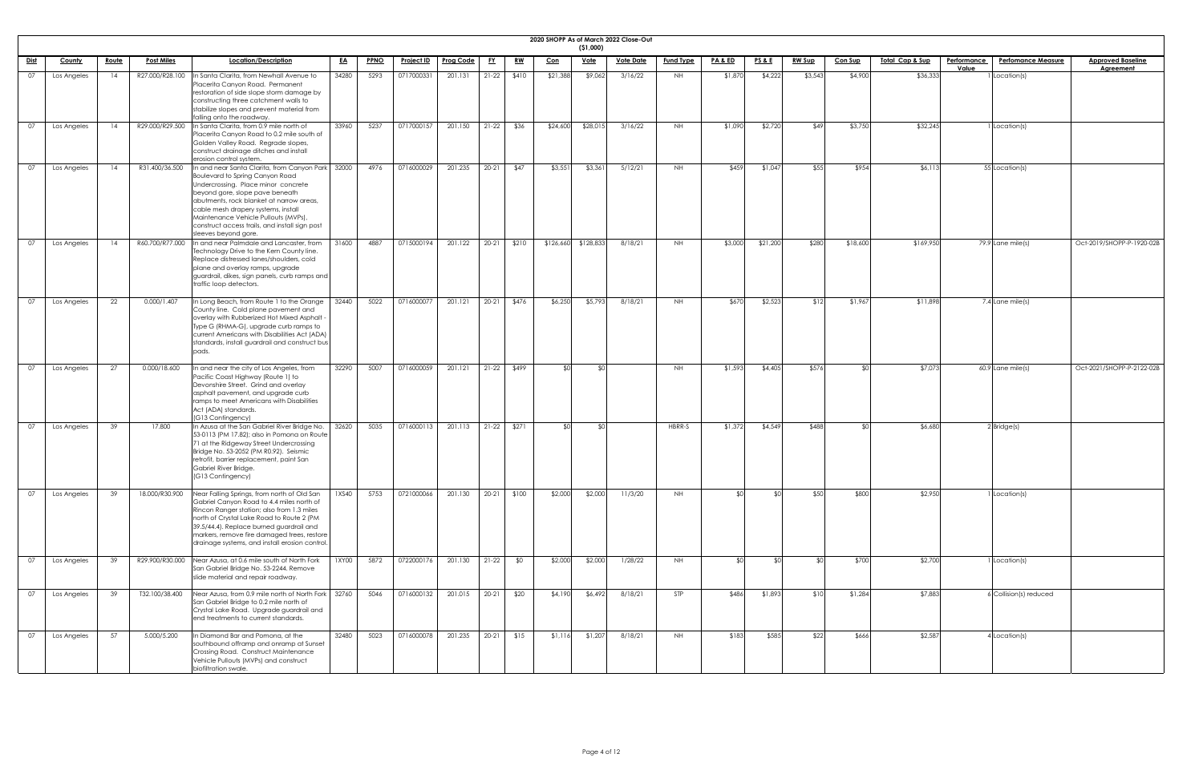# 2020 SHOPP As of March 2022 Close-Out

($1,000)

| Dist | County | Route | Post Miles | Location/Description | EA | PPNO | Project ID | Prog Code | FY | RW | Con | Vote | Vote Date | Fund Type | PA & ED | PS & E | RW Sup | Con Sup | Total Cap & Sup | Performance Value | Perfomance Measure | Approved Baseline Agreement |
|---|---|---|---|---|---|---|---|---|---|---|---|---|---|---|---|---|---|---|---|---|---|---|
| 07 | Los Angeles | 14 | R27.000/R28.100 | In Santa Clarita, from Newhall Avenue to Placerita Canyon Road. Permanent restoration of side slope storm damage by constructing three catchment walls to stabilize slopes and prevent material from falling onto the roadway. | 34280 | 5293 | 0717000331 | 201.131 | 21-22 | $410 | $21,388 | $9,062 | 3/16/22 | NH | $1,870 | $4,222 | $3,543 | $4,900 | $36,333 | 1 | Location(s) | |
| 07 | Los Angeles | 14 | R29.000/R29.500 | In Santa Clarita, from 0.9 mile north of Placerita Canyon Road to 0.2 mile south of Golden Valley Road. Regrade slopes, construct drainage ditches and install erosion control system. | 33960 | 5237 | 0717000157 | 201.150 | 21-22 | $36 | $24,600 | $28,015 | 3/16/22 | NH | $1,090 | $2,720 | $49 | $3,750 | $32,245 | 1 | Location(s) | |
| 07 | Los Angeles | 14 | R31.400/36.500 | In and near Santa Clarita, from Canyon Park Boulevard to Spring Canyon Road Undercrossing. Place minor concrete beyond gore, slope pave beneath abutments, rock blanket at narrow areas, cable mesh drapery systems, install Maintenance Vehicle Pullouts (MVPs), construct access trails, and install sign post sleeves beyond gore. | 32000 | 4976 | 0716000029 | 201.235 | 20-21 | $47 | $3,551 | $3,361 | 5/12/21 | NH | $459 | $1,047 | $55 | $954 | $6,113 | 55 | Location(s) | |
| 07 | Los Angeles | 14 | R60.700/R77.000 | In and near Palmdale and Lancaster, from Technology Drive to the Kern County line. Replace distressed lanes/shoulders, cold plane and overlay ramps, upgrade guardrail, dikes, sign panels, curb ramps and traffic loop detectors. | 31600 | 4887 | 0715000194 | 201.122 | 20-21 | $210 | $126,660 | $128,833 | 8/18/21 | NH | $3,000 | $21,200 | $280 | $18,600 | $169,950 | 79.9 | Lane mile(s) | Oct-2019/SHOPP-P-1920-02B |
| 07 | Los Angeles | 22 | 0.000/1.407 | In Long Beach, from Route 1 to the Orange County line. Cold plane pavement and overlay with Rubberized Hot Mixed Asphalt - Type G (RHMA-G), upgrade curb ramps to current Americans with Disabilities Act (ADA) standards, install guardrail and construct bus pads. | 32440 | 5022 | 0716000077 | 201.121 | 20-21 | $476 | $6,250 | $5,793 | 8/18/21 | NH | $670 | $2,523 | $12 | $1,967 | $11,898 | 7.4 | Lane mile(s) | |
| 07 | Los Angeles | 27 | 0.000/18.600 | In and near the city of Los Angeles, from Pacific Coast Highway (Route 1) to Devonshire Street. Grind and overlay asphalt pavement, and upgrade curb ramps to meet Americans with Disabilities Act (ADA) standards. (G13 Contingency) | 32290 | 5007 | 0716000059 | 201.121 | 21-22 | $499 | $0 | $0 | | NH | $1,593 | $4,405 | $576 | $0 | $7,073 | 60.9 | Lane mile(s) | Oct-2021/SHOPP-P-2122-02B |
| 07 | Los Angeles | 39 | 17.800 | In Azusa at the San Gabriel River Bridge No. 53-0113 (PM 17.82); also in Pomona on Route 71 at the Ridgeway Street Undercrossing Bridge No. 53-2052 (PM R0.92). Seismic retrofit, barrier replacement, paint San Gabriel River Bridge. (G13 Contingency) | 32620 | 5035 | 0716000113 | 201.113 | 21-22 | $271 | $0 | $0 | | HBRR-S | $1,372 | $4,549 | $488 | $0 | $6,680 | 2 | Bridge(s) | |
| 07 | Los Angeles | 39 | 18.000/R30.900 | Near Falling Springs, from north of Old San Gabriel Canyon Road to 4.4 miles north of Rincon Ranger station; also from 1.3 miles north of Crystal Lake Road to Route 2 (PM 39.5/44.4). Replace burned guardrail and markers, remove fire damaged trees, restore drainage systems, and install erosion control. | 1XS40 | 5753 | 0721000066 | 201.130 | 20-21 | $100 | $2,000 | $2,000 | 11/3/20 | NH | $0 | $0 | $50 | $800 | $2,950 | 1 | Location(s) | |
| 07 | Los Angeles | 39 | R29.900/R30.000 | Near Azusa, at 0.6 mile south of North Fork San Gabriel Bridge No. 53-2244. Remove slide material and repair roadway. | 1XY00 | 5872 | 0722000176 | 201.130 | 21-22 | $0 | $2,000 | $2,000 | 1/28/22 | NH | $0 | $0 | $0 | $700 | $2,700 | 1 | Location(s) | |
| 07 | Los Angeles | 39 | T32.100/38.400 | Near Azusa, from 0.9 mile north of North Fork San Gabriel Bridge to 0.2 mile north of Crystal Lake Road. Upgrade guardrail and end treatments to current standards. | 32760 | 5046 | 0716000132 | 201.015 | 20-21 | $20 | $4,190 | $6,492 | 8/18/21 | STP | $486 | $1,893 | $10 | $1,284 | $7,883 | 6 | Collision(s) reduced | |
| 07 | Los Angeles | 57 | 5.000/5.200 | In Diamond Bar and Pomona, at the southbound offramp and onramp at Sunset Crossing Road. Construct Maintenance Vehicle Pullouts (MVPs) and construct biofiltration swale. | 32480 | 5023 | 0716000078 | 201.235 | 20-21 | $15 | $1,116 | $1,207 | 8/18/21 | NH | $183 | $585 | $22 | $666 | $2,587 | 4 | Location(s) | |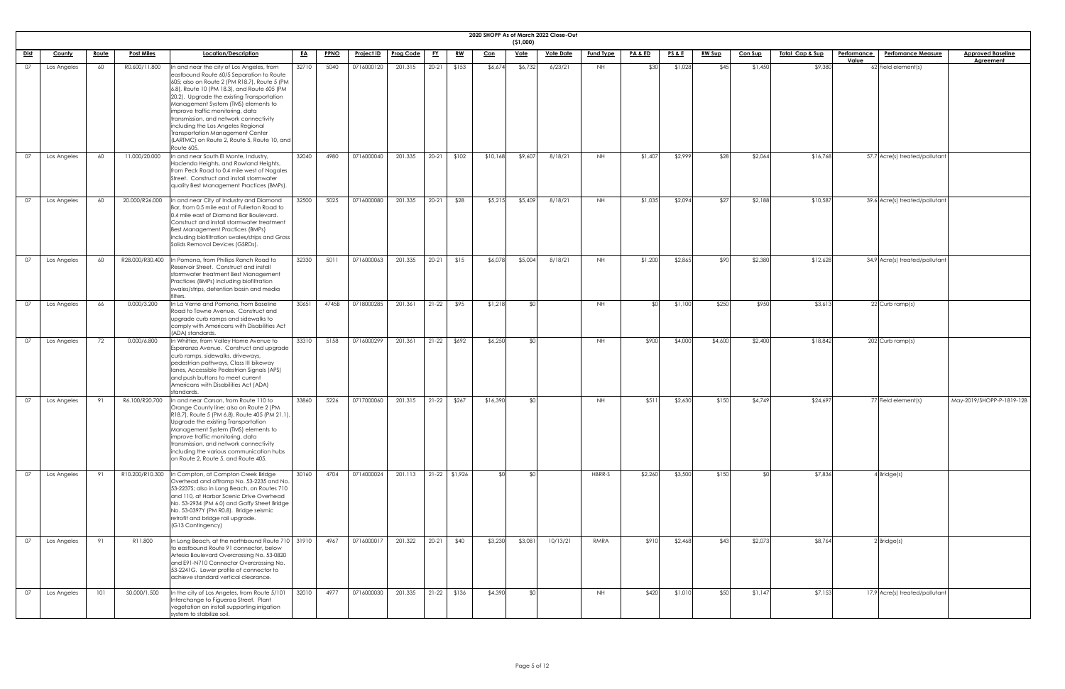# 2020 SHOPP As of March 2022 Close-Out

## ($1,000)

| Dist | County | Route | Post Miles | Location/Description | EA | PPNO | Project ID | Prog Code | FY | RW | Con | Vote | Vote Date | Fund Type | PA & ED | PS & E | RW Sup | Con Sup | Total Cap & Sup | Performance Value | Perfomance Measure | Approved Baseline Agreement |
|---|---|---|---|---|---|---|---|---|---|---|---|---|---|---|---|---|---|---|---|---|---|---|
| 07 | Los Angeles | 60 | R0.600/11.800 | In and near the city of Los Angeles, from eastbound Route 60/5 Separation to Route 605; also on Route 2 (PM R18.7), Route 5 (PM 6.8), Route 10 (PM 18.3), and Route 605 (PM 20.2). Upgrade the existing Transportation Management System (TMS) elements to improve traffic monitoring, data transmission, and network connectivity including the Los Angeles Regional Transportation Management Center (LARTMC) on Route 2, Route 5, Route 10, and Route 605. | 32710 | 5040 | 0716000120 | 201.315 | 20-21 | $153 | $6,674 | $6,732 | 6/23/21 | NH | $30 | $1,028 | $45 | $1,450 | $9,380 | 62 | Field element(s) | |
| 07 | Los Angeles | 60 | 11.000/20.000 | In and near South El Monte, Industry, Hacienda Heights, and Rowland Heights, from Peck Road to 0.4 mile west of Nogales Street. Construct and install stormwater quality Best Management Practices (BMPs). | 32040 | 4980 | 0716000040 | 201.335 | 20-21 | $102 | $10,168 | $9,607 | 8/18/21 | NH | $1,407 | $2,999 | $28 | $2,064 | $16,768 | 57.7 | Acre(s) treated/pollutant | |
| 07 | Los Angeles | 60 | 20.000/R26.000 | In and near City of Industry and Diamond Bar, from 0.5 mile east of Fullerton Road to 0.4 mile east of Diamond Bar Boulevard. Construct and install stormwater treatment Best Management Practices (BMPs) including biofiltration swales/strips and Gross Solids Removal Devices (GSRDs). | 32500 | 5025 | 0716000080 | 201.335 | 20-21 | $28 | $5,215 | $5,409 | 8/18/21 | NH | $1,035 | $2,094 | $27 | $2,188 | $10,587 | 39.6 | Acre(s) treated/pollutant | |
| 07 | Los Angeles | 60 | R28.000/R30.400 | In Pomona, from Phillips Ranch Road to Reservoir Street. Construct and install stormwater treatment Best Management Practices (BMPs) including biofiltration swales/strips, detention basin and media filters. | 32330 | 5011 | 0716000063 | 201.335 | 20-21 | $15 | $6,078 | $5,004 | 8/18/21 | NH | $1,200 | $2,865 | $90 | $2,380 | $12,628 | 34.9 | Acre(s) treated/pollutant | |
| 07 | Los Angeles | 66 | 0.000/3.200 | In La Verne and Pomona, from Baseline Road to Towne Avenue. Construct and upgrade curb ramps and sidewalks to comply with Americans with Disabilities Act (ADA) standards. | 30651 | 4745B | 0718000285 | 201.361 | 21-22 | $95 | $1,218 | $0 | | NH | $0 | $1,100 | $250 | $950 | $3,613 | 22 | Curb ramp(s) | |
| 07 | Los Angeles | 72 | 0.000/6.800 | In Whittier, from Valley Home Avenue to Esperanza Avenue. Construct and upgrade curb ramps, sidewalks, driveways, pedestrian pathways, Class III bikeway lanes, Accessible Pedestrian Signals (APS) and push buttons to meet current Americans with Disabilities Act (ADA) standards. | 33310 | 5158 | 0716000299 | 201.361 | 21-22 | $692 | $6,250 | $0 | | NH | $900 | $4,000 | $4,600 | $2,400 | $18,842 | 202 | Curb ramp(s) | |
| 07 | Los Angeles | 91 | R6.100/R20.700 | In and near Carson, from Route 110 to Orange County line; also on Route 2 (PM R18.7), Route 5 (PM 6.8), Route 405 (PM 21.1). Upgrade the existing Transportation Management System (TMS) elements to improve traffic monitoring, data transmission, and network connectivity including the various communication hubs on Route 2, Route 5, and Route 405. | 33860 | 5226 | 0717000060 | 201.315 | 21-22 | $267 | $16,390 | $0 | | NH | $511 | $2,630 | $150 | $4,749 | $24,697 | 77 | Field element(s) | May-2019/SHOPP-P-1819-12B |
| 07 | Los Angeles | 91 | R10.200/R10.300 | In Compton, at Compton Creek Bridge Overhead and offramp No. 53-2235 and No. 53-2237S; also in Long Beach, on Routes 710 and 110, at Harbor Scenic Drive Overhead No. 53-2934 (PM 6.0) and Gaffy Street Bridge No. 53-0397Y (PM R0.8). Bridge seismic retrofit and bridge rail upgrade. (G13 Contingency) | 30160 | 4704 | 0714000024 | 201.113 | 21-22 | $1,926 | $0 | $0 | | HBRR-S | $2,260 | $3,500 | $150 | $0 | $7,836 | 4 | Bridge(s) | |
| 07 | Los Angeles | 91 | R11.800 | In Long Beach, at the northbound Route 710 to eastbound Route 91 connector, below Artesia Boulevard Overcrossing No. 53-0820 and E91-N710 Connector Overcrossing No. 53-2241G. Lower profile of connector to achieve standard vertical clearance. | 31910 | 4967 | 0716000017 | 201.322 | 20-21 | $40 | $3,230 | $3,081 | 10/13/21 | RMRA | $910 | $2,468 | $43 | $2,073 | $8,764 | 2 | Bridge(s) | |
| 07 | Los Angeles | 101 | S0.000/1.500 | In the city of Los Angeles, from Route 5/101 Interchange to Figueroa Street. Plant vegetation an install supporting irrigation system to stabilize soil. | 32010 | 4977 | 0716000030 | 201.335 | 21-22 | $136 | $4,390 | $0 | | NH | $420 | $1,010 | $50 | $1,147 | $7,153 | 17.9 | Acre(s) treated/pollutant | |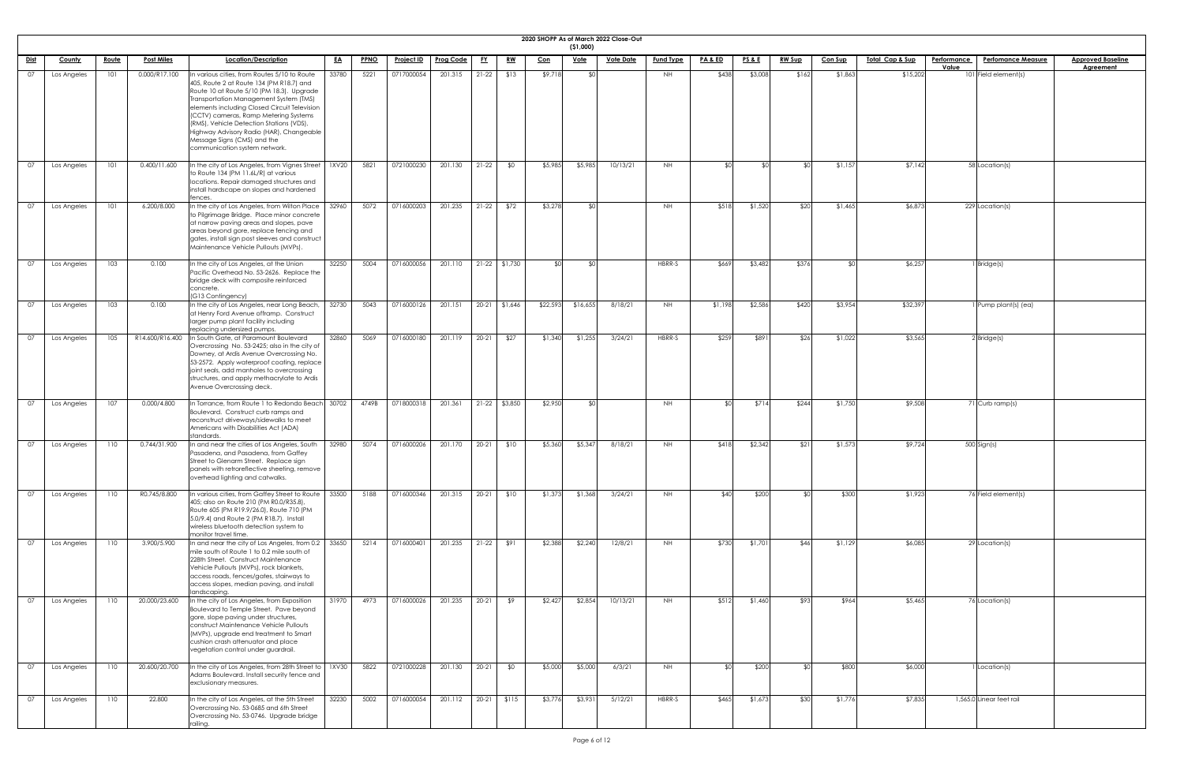# 2020 SHOPP As of March 2022 Close-Out

($1,000)

| Dist | County | Route | Post Miles | Location/Description | EA | PPNO | Project ID | Prog Code | FY | RW | Con | Vote | Vote Date | Fund Type | PA & ED | PS & E | RW Sup | Con Sup | Total Cap & Sup | Performance Value | Perfomance Measure | Approved Baseline Agreement |
|---|---|---|---|---|---|---|---|---|---|---|---|---|---|---|---|---|---|---|---|---|---|---|
| 07 | Los Angeles | 101 | 0.000/R17.100 | In various cities, from Routes 5/10 to Route 405, Route 2 at Route 134 (PM R18.7) and Route 10 at Route 5/10 (PM 18.3). Upgrade Transportation Management System (TMS) elements including Closed Circuit Television (CCTV) cameras, Ramp Metering Systems (RMS), Vehicle Detection Stations (VDS), Highway Advisory Radio (HAR), Changeable Message Signs (CMS) and the communication system network. | 33780 | 5221 | 0717000054 | 201.315 | 21-22 | $13 | $9,718 | $0 | | NH | $438 | $3,008 | $162 | $1,863 | $15,202 | 101 | Field element(s) | |
| 07 | Los Angeles | 101 | 0.400/11.600 | In the city of Los Angeles, from Vignes Street to Route 134 (PM 11.6L/R) at various locations. Repair damaged structures and install hardscape on slopes and hardened fences. | 1XV20 | 5821 | 0721000230 | 201.130 | 21-22 | $0 | $5,985 | $5,985 | 10/13/21 | NH | $0 | $0 | $0 | $1,157 | $7,142 | 58 | Location(s) | |
| 07 | Los Angeles | 101 | 6.200/8.000 | In the city of Los Angeles, from Wilton Place to Pilgrimage Bridge. Place minor concrete at narrow paving areas and slopes, pave areas beyond gore, replace fencing and gates, install sign post sleeves and construct Maintenance Vehicle Pullouts (MVPs). | 32960 | 5072 | 0716000203 | 201.235 | 21-22 | $72 | $3,278 | $0 | | NH | $518 | $1,520 | $20 | $1,465 | $6,873 | 229 | Location(s) | |
| 07 | Los Angeles | 103 | 0.100 | In the city of Los Angeles, at the Union Pacific Overhead No. 53-2626. Replace the bridge deck with composite reinforced concrete. (G13 Contingency) | 32250 | 5004 | 0716000056 | 201.110 | 21-22 | $1,730 | $0 | $0 | | HBRR-S | $669 | $3,482 | $376 | $0 | $6,257 | 1 | Bridge(s) | |
| 07 | Los Angeles | 103 | 0.100 | In the city of Los Angeles, near Long Beach, at Henry Ford Avenue offramp. Construct larger pump plant facility including replacing undersized pumps. | 32730 | 5043 | 0716000126 | 201.151 | 20-21 | $1,646 | $22,593 | $16,655 | 8/18/21 | NH | $1,198 | $2,586 | $420 | $3,954 | $32,397 | 1 | Pump plant(s) (ea) | |
| 07 | Los Angeles | 105 | R14.600/R16.400 | In South Gate, at Paramount Boulevard Overcrossing No. 53-2425; also in the city of Downey, at Ardis Avenue Overcrossing No. 53-2572. Apply waterproof coating, replace joint seals, add manholes to overcrossing structures, and apply methacrylate to Ardis Avenue Overcrossing deck. | 32860 | 5069 | 0716000180 | 201.119 | 20-21 | $27 | $1,340 | $1,255 | 3/24/21 | HBRR-S | $259 | $891 | $26 | $1,022 | $3,565 | 2 | Bridge(s) | |
| 07 | Los Angeles | 107 | 0.000/4.800 | In Torrance, from Route 1 to Redondo Beach Boulevard. Construct curb ramps and reconstruct driveways/sidewalks to meet Americans with Disabilities Act (ADA) standards. | 30702 | 4749B | 0718000318 | 201.361 | 21-22 | $3,850 | $2,950 | $0 | | NH | $0 | $714 | $244 | $1,750 | $9,508 | 71 | Curb ramp(s) | |
| 07 | Los Angeles | 110 | 0.744/31.900 | In and near the cities of Los Angeles, South Pasadena, and Pasadena, from Gaffey Street to Glenarm Street. Replace sign panels with retroreflective sheeting, remove overhead lighting and catwalks. | 32980 | 5074 | 0716000206 | 201.170 | 20-21 | $10 | $5,360 | $5,347 | 8/18/21 | NH | $418 | $2,342 | $21 | $1,573 | $9,724 | 500 | Sign(s) | |
| 07 | Los Angeles | 110 | R0.745/8.800 | In various cities, from Gaffey Street to Route 405; also on Route 210 (PM R0.0/R35.8), Route 605 (PM R19.9/26.0), Route 710 (PM 5.0/9.4) and Route 2 (PM R18.7). Install wireless bluetooth detection system to monitor travel time. | 33500 | 5188 | 0716000346 | 201.315 | 20-21 | $10 | $1,373 | $1,368 | 3/24/21 | NH | $40 | $200 | $0 | $300 | $1,923 | 76 | Field element(s) | |
| 07 | Los Angeles | 110 | 3.900/5.900 | In and near the city of Los Angeles, from 0.2 mile south of Route 1 to 0.2 mile south of 228th Street. Construct Maintenance Vehicle Pullouts (MVPs), rock blankets, access roads, fences/gates, stairways to access slopes, median paving, and install landscaping. | 33650 | 5214 | 0716000401 | 201.235 | 21-22 | $91 | $2,388 | $2,240 | 12/8/21 | NH | $730 | $1,701 | $46 | $1,129 | $6,085 | 29 | Location(s) | |
| 07 | Los Angeles | 110 | 20.000/23.600 | In the city of Los Angeles, from Exposition Boulevard to Temple Street. Pave beyond gore, slope paving under structures, construct Maintenance Vehicle Pullouts (MVPs), upgrade end treatment to Smart cushion crash attenuator and place vegetation control under guardrail. | 31970 | 4973 | 0716000026 | 201.235 | 20-21 | $9 | $2,427 | $2,854 | 10/13/21 | NH | $512 | $1,460 | $93 | $964 | $5,465 | 76 | Location(s) | |
| 07 | Los Angeles | 110 | 20.600/20.700 | In the city of Los Angeles, from 28th Street to Adams Boulevard. Install security fence and exclusionary measures. | 1XV30 | 5822 | 0721000228 | 201.130 | 20-21 | $0 | $5,000 | $5,000 | 6/3/21 | NH | $0 | $200 | $0 | $800 | $6,000 | 1 | Location(s) | |
| 07 | Los Angeles | 110 | 22.800 | In the city of Los Angeles, at the 5th Street Overcrossing No. 53-0685 and 6th Street Overcrossing No. 53-0746. Upgrade bridge railing. | 32230 | 5002 | 0716000054 | 201.112 | 20-21 | $115 | $3,776 | $3,931 | 5/12/21 | HBRR-S | $465 | $1,673 | $30 | $1,776 | $7,835 | 1,565.0 | Linear feet rail | |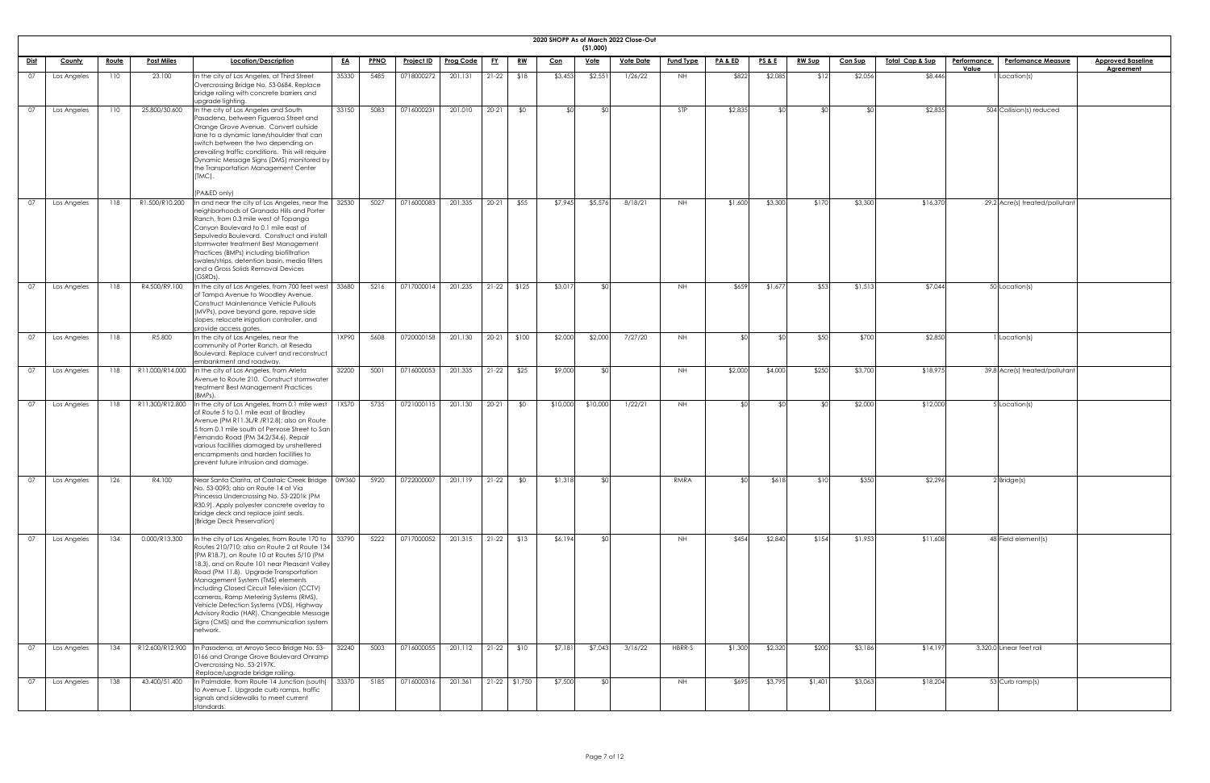# 2020 SHOPP As of March 2022 Close-Out

**($1,000)**

| Dist | County | Route | Post Miles | Location/Description | EA | PPNO | Project ID | Prog Code | FY | RW | Con | Vote | Vote Date | Fund Type | PA & ED | PS & E | RW Sup | Con Sup | Total Cap & Sup | Performance Value | Perfomance Measure | Approved Baseline Agreement |
|---|---|---|---|---|---|---|---|---|---|---|---|---|---|---|---|---|---|---|---|---|---|---|
| 07 | Los Angeles | 110 | 23.100 | In the city of Los Angeles, at Third Street Overcrossing Bridge No. 53-0684. Replace bridge railing with concrete barriers and upgrade lighting. | 35330 | 5485 | 0718000272 | 201.131 | 21-22 | $18 | $3,453 | $2,551 | 1/26/22 | NH | $822 | $2,085 | $12 | $2,056 | $8,446 | 1 | Location(s) | |
| 07 | Los Angeles | 110 | 25.800/30.600 | In the city of Los Angeles and South Pasadena, between Figueroa Street and Orange Grove Avenue. Convert outside lane to a dynamic lane/shoulder that can switch between the two depending on prevailing traffic conditions. This will require Dynamic Message Signs (DMS) monitored by the Transportation Management Center (TMC). (PA&ED only) | 33150 | 5083 | 0716000231 | 201.010 | 20-21 | $0 | $0 | $0 | | STP | $2,835 | $0 | $0 | $0 | $2,835 | 504 | Collision(s) reduced | |
| 07 | Los Angeles | 118 | R1.500/R10.200 | In and near the city of Los Angeles, near the neighborhoods of Granada Hills and Porter Ranch, from 0.3 mile west of Topanga Canyon Boulevard to 0.1 mile east of Sepulveda Boulevard. Construct and install stormwater treatment Best Management Practices (BMPs) including biofiltration swales/strips, detention basin, media filters and a Gross Solids Removal Devices (GSRDs). | 32530 | 5027 | 0716000083 | 201.335 | 20-21 | $55 | $7,945 | $5,576 | 8/18/21 | NH | $1,600 | $3,300 | $170 | $3,300 | $16,370 | 29.2 | Acre(s) treated/pollutant | |
| 07 | Los Angeles | 118 | R4.500/R9.100 | In the city of Los Angeles, from 700 feet west of Tampa Avenue to Woodley Avenue. Construct Maintenance Vehicle Pullouts (MVPs), pave beyond gore, repave side slopes, relocate irrigation controller, and provide access gates. | 33680 | 5216 | 0717000014 | 201.235 | 21-22 | $125 | $3,017 | $0 | | NH | $659 | $1,677 | $53 | $1,513 | $7,044 | 50 | Location(s) | |
| 07 | Los Angeles | 118 | R5.800 | In the city of Los Angeles, near the community of Porter Ranch, at Reseda Boulevard. Replace culvert and reconstruct embankment and roadway. | 1XP90 | 5608 | 0720000158 | 201.130 | 20-21 | $100 | $2,000 | $2,000 | 7/27/20 | NH | $0 | $0 | $50 | $700 | $2,850 | 1 | Location(s) | |
| 07 | Los Angeles | 118 | R11.000/R14.000 | In the city of Los Angeles, from Arleta Avenue to Route 210. Construct stormwater treatment Best Management Practices (BMPs). | 32200 | 5001 | 0716000053 | 201.335 | 21-22 | $25 | $9,000 | $0 | | NH | $2,000 | $4,000 | $250 | $3,700 | $18,975 | 39.8 | Acre(s) treated/pollutant | |
| 07 | Los Angeles | 118 | R11.300/R12.800 | In the city of Los Angeles, from 0.1 mile west of Route 5 to 0.1 mile east of Bradley Avenue (PM R11.3L/R /R12.8); also on Route 5 from 0.1 mile south of Penrose Street to San Fernando Road (PM 34.2/34.6). Repair various facilities damaged by unsheltered encampments and harden facilities to prevent future intrusion and damage. | 1XS70 | 5735 | 0721000115 | 201.130 | 20-21 | $0 | $10,000 | $10,000 | 1/22/21 | NH | $0 | $0 | $0 | $2,000 | $12,000 | 5 | Location(s) | |
| 07 | Los Angeles | 126 | R4.100 | Near Santa Clarita, at Castaic Creek Bridge No. 53-0093; also on Route 14 at Via Princessa Undercrossing No. 53-2201k (PM R30.9). Apply polyester concrete overlay to bridge deck and replace joint seals. (Bridge Deck Preservation) | 0W360 | 5920 | 0722000007 | 201.119 | 21-22 | $0 | $1,318 | $0 | | RMRA | $0 | $618 | $10 | $350 | $2,296 | 2 | Bridge(s) | |
| 07 | Los Angeles | 134 | 0.000/R13.300 | In the city of Los Angeles, from Route 170 to Routes 210/710; also on Route 2 at Route 134 (PM R18.7), on Route 10 at Routes 5/10 (PM 18.3), and on Route 101 near Pleasant Valley Road (PM 11.8). Upgrade Transportation Management System (TMS) elements including Closed Circuit Television (CCTV) cameras, Ramp Metering Systems (RMS), Vehicle Detection Systems (VDS), Highway Advisory Radio (HAR), Changeable Message Signs (CMS) and the communication system network. | 33790 | 5222 | 0717000052 | 201.315 | 21-22 | $13 | $6,194 | $0 | | NH | $454 | $2,840 | $154 | $1,953 | $11,608 | 48 | Field element(s) | |
| 07 | Los Angeles | 134 | R12.600/R12.900 | In Pasadena, at Arroyo Seco Bridge No. 53-0166 and Orange Grove Boulevard Onramp Overcrossing No. 53-2197K. Replace/upgrade bridge railing. | 32240 | 5003 | 0716000055 | 201.112 | 21-22 | $10 | $7,181 | $7,043 | 3/16/22 | HBRR-S | $1,300 | $2,320 | $200 | $3,186 | $14,197 | 3,320.0 | Linear feet rail | |
| 07 | Los Angeles | 138 | 43.400/51.400 | In Palmdale, from Route 14 Junction (south) to Avenue T. Upgrade curb ramps, traffic signals and sidewalks to meet current standards. | 33370 | 5185 | 0716000316 | 201.361 | 21-22 | $1,750 | $7,500 | $0 | | NH | $695 | $3,795 | $1,401 | $3,063 | $18,204 | 53 | Curb ramp(s) | |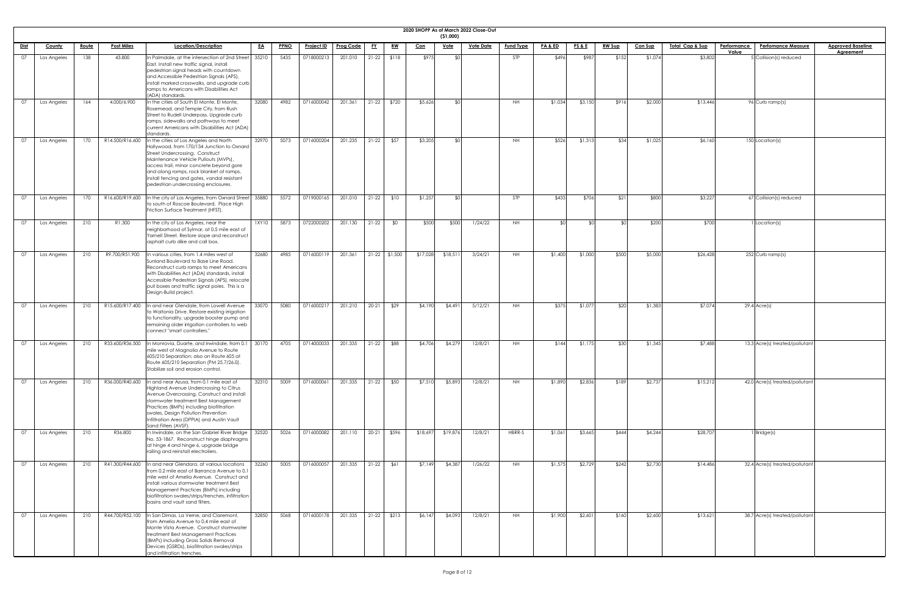## 2020 SHOPP As of March 2022 Close-Out

**($1,000)**

| Dist | County | Route | Post Miles | Location/Description | EA | PPNO | Project ID | Prog Code | FY | RW | Con | Vote | Vote Date | Fund Type | PA & ED | PS & E | RW Sup | Con Sup | Total Cap & Sup | Performance Value | Perfomance Measure | Approved Baseline Agreement |
|---|---|---|---|---|---|---|---|---|---|---|---|---|---|---|---|---|---|---|---|---|---|---|
| 07 | Los Angeles | 138 | 43.800 | In Palmdale, at the intersection of 2nd Street East. Install new traffic signal, install pedestrian signal heads with countdown and Accessible Pedestrian Signals (APS), install marked crosswalks, and upgrade curb ramps to Americans with Disabilities Act (ADA) standards. | 35210 | 5435 | 0718000213 | 201.010 | 21-22 | $118 | $975 | $0 | | STP | $496 | $987 | $152 | $1,074 | $3,802 | 5 | Collision(s) reduced | |
| 07 | Los Angeles | 164 | 4.000/6.900 | In the cities of South El Monte, El Monte, Rosemead, and Temple City, from Rush Street to Rudell Underpass. Upgrade curb ramps, sidewalks and pathways to meet current Americans with Disabilities Act (ADA) standards. | 32080 | 4982 | 0716000042 | 201.361 | 21-22 | $720 | $5,626 | $0 | | NH | $1,034 | $3,150 | $916 | $2,000 | $13,446 | 96 | Curb ramp(s) | |
| 07 | Los Angeles | 170 | R14.500/R16.600 | In the cities of Los Angeles and North Hollywood, from 170/134 Junction to Oxnard Street Undercrossing. Construct Maintenance Vehicle Pullouts (MVPs), access trail, minor concrete beyond gore and along ramps, rock blanket at ramps, install fencing and gates, vandal resistant pedestrian undercrossing enclosures. | 32970 | 5073 | 0716000204 | 201.235 | 21-22 | $57 | $3,205 | $0 | | NH | $526 | $1,313 | $34 | $1,025 | $6,160 | 150 | Location(s) | |
| 07 | Los Angeles | 170 | R16.600/R19.600 | In the city of Los Angeles, from Oxnard Street to south of Roscoe Boulevard. Place High Friction Surface Treatment (HFST). | 35880 | 5572 | 0719000165 | 201.010 | 21-22 | $10 | $1,257 | $0 | | STP | $433 | $706 | $21 | $800 | $3,227 | 67 | Collision(s) reduced | |
| 07 | Los Angeles | 210 | R1.300 | In the city of Los Angeles, near the neighborhood of Sylmar, at 0.5 mile east of Yarnell Street. Restore slope and reconstruct asphalt curb dike and call box. | 1XY10 | 5873 | 0722000202 | 201.130 | 21-22 | $0 | $500 | $500 | 1/24/22 | NH | $0 | $0 | $0 | $200 | $700 | 1 | Location(s) | |
| 07 | Los Angeles | 210 | R9.700/R51.900 | In various cities, from 1.4 miles west of Sunland Boulevard to Base Line Road. Reconstruct curb ramps to meet Americans with Disabilities Act (ADA) standards, install Accessible Pedestrian Signals (APS), relocate pull boxes and traffic signal poles. This is a Design-Build project. | 32680 | 4985 | 0716000119 | 201.361 | 21-22 | $1,500 | $17,028 | $18,511 | 3/24/21 | NH | $1,400 | $1,000 | $500 | $5,000 | $26,428 | 252 | Curb ramp(s) | |
| 07 | Los Angeles | 210 | R15.600/R17.400 | In and near Glendale, from Lowell Avenue to Waltonia Drive. Restore existing irrigation to functionality, upgrade booster pump and remaining older irrigation controllers to web connect "smart controllers." | 33070 | 5080 | 0716000217 | 201.210 | 20-21 | $29 | $4,190 | $4,491 | 5/12/21 | NH | $375 | $1,077 | $20 | $1,383 | $7,074 | 29.4 | Acre(s) | |
| 07 | Los Angeles | 210 | R33.600/R36.500 | In Monrovia, Duarte, and Irwindale, from 0.1 mile west of Magnolia Avenue to Route 605/210 Separation; also on Route 605 at Route 605/210 Separation (PM 25.7/26.0). Stabilize soil and erosion control. | 30170 | 4705 | 0714000033 | 201.335 | 21-22 | $88 | $4,706 | $4,279 | 12/8/21 | NH | $144 | $1,175 | $30 | $1,345 | $7,488 | 13.3 | Acre(s) treated/pollutant | |
| 07 | Los Angeles | 210 | R36.000/R40.600 | In and near Azusa, from 0.1 mile east of Highland Avenue Undercrossing to Citrus Avenue Overcrossing. Construct and install stormwater treatment Best Management Practices (BMPs) including biofiltration swales, Design Pollution Prevention Infiltration Area (DPPIA) and Austin Vault Sand Filters (AVSF). | 32310 | 5009 | 0716000061 | 201.335 | 21-22 | $50 | $7,510 | $5,893 | 12/8/21 | NH | $1,890 | $2,836 | $189 | $2,737 | $15,212 | 42.0 | Acre(s) treated/pollutant | |
| 07 | Los Angeles | 210 | R36.800 | In Irwindale, on the San Gabriel River Bridge No. 53-1867. Reconstruct hinge diaphragms at hinge 4 and hinge 6, upgrade bridge railing and reinstall electroliers. | 32520 | 5026 | 0716000082 | 201.110 | 20-21 | $596 | $18,697 | $19,876 | 12/8/21 | HBRR-S | $1,061 | $3,665 | $444 | $4,244 | $28,707 | 1 | Bridge(s) | |
| 07 | Los Angeles | 210 | R41.300/R44.600 | In and near Glendora, at various locations from 0.2 mile east of Barranca Avenue to 0.1 mile west of Amelia Avenue. Construct and install various stormwater treatment Best Management Practices (BMPs) including biofiltration swales/strips/trenches, infiltration basins and vault sand filters. | 32260 | 5005 | 0716000057 | 201.335 | 21-22 | $61 | $7,149 | $4,387 | 1/26/22 | NH | $1,575 | $2,729 | $242 | $2,730 | $14,486 | 32.4 | Acre(s) treated/pollutant | |
| 07 | Los Angeles | 210 | R44.700/R52.100 | In San Dimas, La Verne, and Claremont, from Amelia Avenue to 0.4 mile east of Monte Vista Avenue. Construct stormwater treatment Best Management Practices (BMPs) including Gross Solids Removal Devices (GSRDs), biofiltration swales/strips and infiltration trenches. | 32850 | 5068 | 0716000178 | 201.335 | 21-22 | $213 | $6,147 | $4,093 | 12/8/21 | NH | $1,900 | $2,601 | $160 | $2,600 | $13,621 | 38.7 | Acre(s) treated/pollutant | |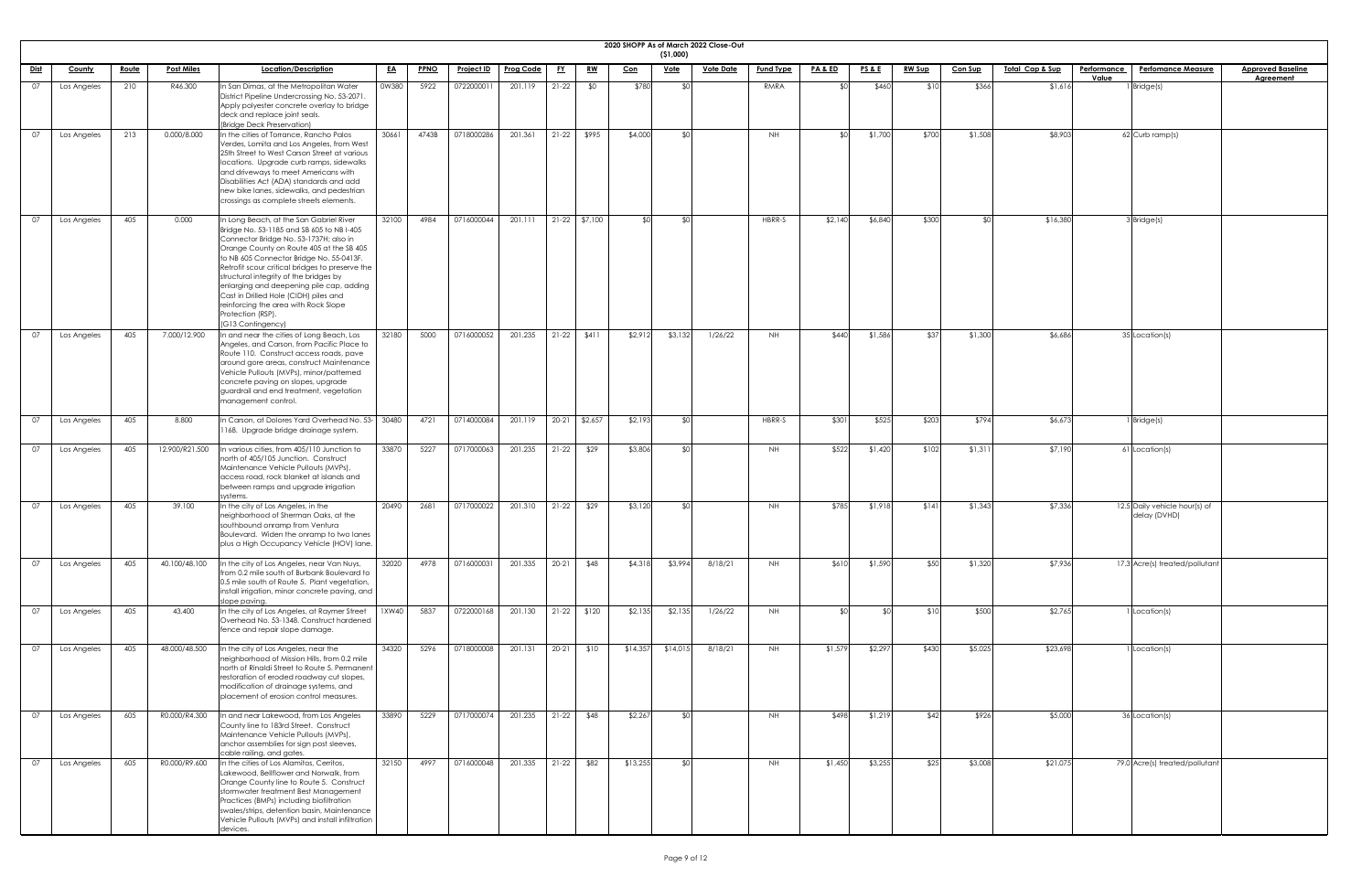# 2020 SHOPP As of March 2022 Close-Out

($1,000)

| Dist | County | Route | Post Miles | Location/Description | EA | PPNO | Project ID | Prog Code | FY | RW | Con | Vote | Vote Date | Fund Type | PA & ED | PS & E | RW Sup | Con Sup | Total Cap & Sup | Performance Value | Perfomance Measure | Approved Baseline Agreement |
|---|---|---|---|---|---|---|---|---|---|---|---|---|---|---|---|---|---|---|---|---|---|---|
| 07 | Los Angeles | 210 | R46.300 | In San Dimas, at the Metropolitan Water District Pipeline Undercrossing No. 53-2071. Apply polyester concrete overlay to bridge deck and replace joint seals. (Bridge Deck Preservation) | 0W380 | 5922 | 0722000011 | 201.119 | 21-22 | $0 | $780 | $0 | | RMRA | $0 | $460 | $10 | $366 | $1,616 | 1 | Bridge(s) | |
| 07 | Los Angeles | 213 | 0.000/8.000 | In the cities of Torrance, Rancho Palos Verdes, Lomita and Los Angeles, from West 25th Street to West Carson Street at various locations. Upgrade curb ramps, sidewalks and driveways to meet Americans with Disabilities Act (ADA) standards and add new bike lanes, sidewalks, and pedestrian crossings as complete streets elements. | 30661 | 4743B | 0718000286 | 201.361 | 21-22 | $995 | $4,000 | $0 | | NH | $0 | $1,700 | $700 | $1,508 | $8,903 | 62 | Curb ramp(s) | |
| 07 | Los Angeles | 405 | 0.000 | In Long Beach, at the San Gabriel River Bridge No. 53-1185 and SB 605 to NB I-405 Connector Bridge No. 53-1737H; also in Orange County on Route 405 at the SB 405 to NB 605 Connector Bridge No. 55-0413F. Retrofit scour critical bridges to preserve the structural integrity of the bridges by enlarging and deepening pile cap, adding Cast in Drilled Hole (CIDH) piles and reinforcing the area with Rock Slope Protection (RSP). (G13 Contingency) | 32100 | 4984 | 0716000044 | 201.111 | 21-22 | $7,100 | $0 | $0 | | HBRR-S | $2,140 | $6,840 | $300 | $0 | $16,380 | 3 | Bridge(s) | |
| 07 | Los Angeles | 405 | 7.000/12.900 | In and near the cities of Long Beach, Los Angeles, and Carson, from Pacific Place to Route 110. Construct access roads, pave around gore areas, construct Maintenance Vehicle Pullouts (MVPs), minor/patterned concrete paving on slopes, upgrade guardrail and end treatment, vegetation management control. | 32180 | 5000 | 0716000052 | 201.235 | 21-22 | $411 | $2,912 | $3,132 | 1/26/22 | NH | $440 | $1,586 | $37 | $1,300 | $6,686 | 35 | Location(s) | |
| 07 | Los Angeles | 405 | 8.800 | In Carson, at Dolores Yard Overhead No. 53-1168. Upgrade bridge drainage system. | 30480 | 4721 | 0714000084 | 201.119 | 20-21 | $2,657 | $2,193 | $0 | | HBRR-S | $301 | $525 | $203 | $794 | $6,673 | 1 | Bridge(s) | |
| 07 | Los Angeles | 405 | 12.900/R21.500 | In various cities, from 405/110 Junction to north of 405/105 Junction. Construct Maintenance Vehicle Pullouts (MVPs), access road, rock blanket at islands and between ramps and upgrade irrigation systems. | 33870 | 5227 | 0717000063 | 201.235 | 21-22 | $29 | $3,806 | $0 | | NH | $522 | $1,420 | $102 | $1,311 | $7,190 | 61 | Location(s) | |
| 07 | Los Angeles | 405 | 39.100 | In the city of Los Angeles, in the neighborhood of Sherman Oaks, at the southbound onramp from Ventura Boulevard. Widen the onramp to two lanes plus a High Occupancy Vehicle (HOV) lane. | 20490 | 2681 | 0717000022 | 201.310 | 21-22 | $29 | $3,120 | $0 | | NH | $785 | $1,918 | $141 | $1,343 | $7,336 | 12.5 | Daily vehicle hour(s) of delay (DVHD) | |
| 07 | Los Angeles | 405 | 40.100/48.100 | In the city of Los Angeles, near Van Nuys, from 0.2 mile south of Burbank Boulevard to 0.5 mile south of Route 5. Plant vegetation, install irrigation, minor concrete paving, and slope paving. | 32020 | 4978 | 0716000031 | 201.335 | 20-21 | $48 | $4,318 | $3,994 | 8/18/21 | NH | $610 | $1,590 | $50 | $1,320 | $7,936 | 17.3 | Acre(s) treated/pollutant | |
| 07 | Los Angeles | 405 | 43.400 | In the city of Los Angeles, at Raymer Street Overhead No. 53-1348. Construct hardened fence and repair slope damage. | 1XW40 | 5837 | 0722000168 | 201.130 | 21-22 | $120 | $2,135 | $2,135 | 1/26/22 | NH | $0 | $0 | $10 | $500 | $2,765 | 1 | Location(s) | |
| 07 | Los Angeles | 405 | 48.000/48.500 | In the city of Los Angeles, near the neighborhood of Mission Hills, from 0.2 mile north of Rinaldi Street to Route 5. Permanent restoration of eroded roadway cut slopes, modification of drainage systems, and placement of erosion control measures. | 34320 | 5296 | 0718000008 | 201.131 | 20-21 | $10 | $14,357 | $14,015 | 8/18/21 | NH | $1,579 | $2,297 | $430 | $5,025 | $23,698 | 1 | Location(s) | |
| 07 | Los Angeles | 605 | R0.000/R4.300 | In and near Lakewood, from Los Angeles County line to 183rd Street. Construct Maintenance Vehicle Pullouts (MVPs), anchor assemblies for sign post sleeves, cable railing, and gates. | 33890 | 5229 | 0717000074 | 201.235 | 21-22 | $48 | $2,267 | $0 | | NH | $498 | $1,219 | $42 | $926 | $5,000 | 36 | Location(s) | |
| 07 | Los Angeles | 605 | R0.000/R9.600 | In the cities of Los Alamitos, Cerritos, Lakewood, Bellflower and Norwalk, from Orange County line to Route 5. Construct stormwater treatment Best Management Practices (BMPs) including biofiltration swales/strips, detention basin, Maintenance Vehicle Pullouts (MVPs) and install infiltration devices. | 32150 | 4997 | 0716000048 | 201.335 | 21-22 | $82 | $13,255 | $0 | | NH | $1,450 | $3,255 | $25 | $3,008 | $21,075 | 79.0 | Acre(s) treated/pollutant | |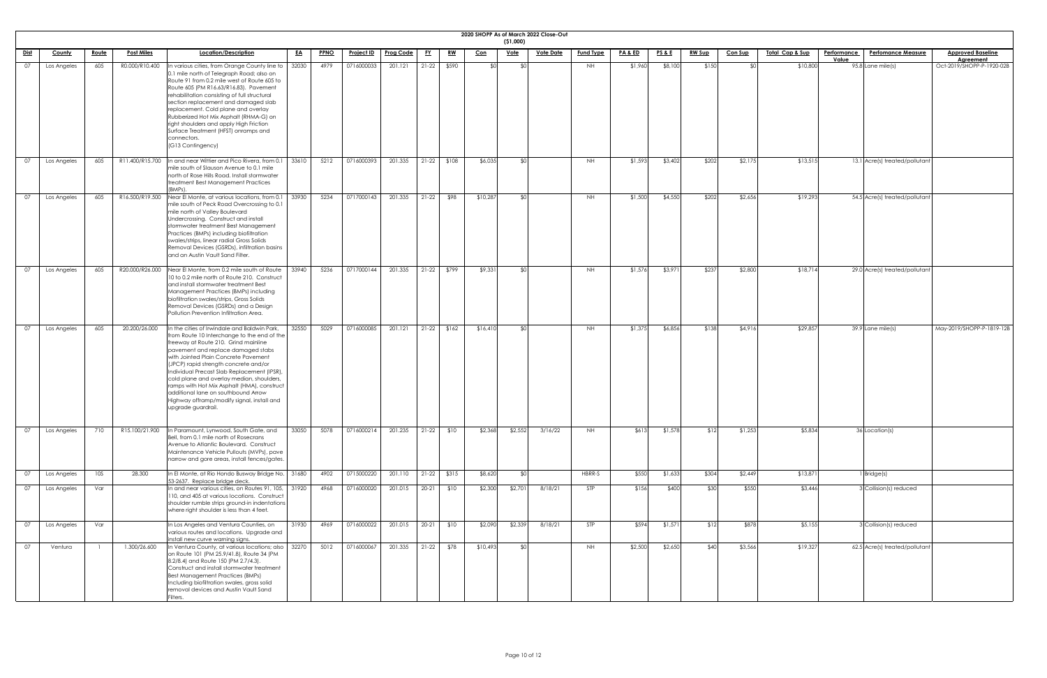# 2020 SHOPP As of March 2022 Close-Out

($1,000)

| Dist | County | Route | Post Miles | Location/Description | EA | PPNO | Project ID | Prog Code | FY | RW | Con | Vote | Vote Date | Fund Type | PA & ED | PS & E | RW Sup | Con Sup | Total Cap & Sup | Performance Value | Perfomance Measure | Approved Baseline Agreement |
|---|---|---|---|---|---|---|---|---|---|---|---|---|---|---|---|---|---|---|---|---|---|---|
| 07 | Los Angeles | 605 | R0.000/R10.400 | In various cities, from Orange County line to 0.1 mile north of Telegraph Road; also on Route 91 from 0.2 mile west of Route 605 to Route 605 (PM R16.63/R16.83). Pavement rehabilitation consisting of full structural section replacement and damaged slab replacement. Cold plane and overlay Rubberized Hot Mix Asphalt (RHMA-G) on right shoulders and apply High Friction Surface Treatment (HFST) onramps and connectors. (G13 Contingency) | 32030 | 4979 | 0716000033 | 201.121 | 21-22 | $590 | $0 | $0 | | NH | $1,960 | $8,100 | $150 | $0 | $10,800 | 95.8 | Lane mile(s) | Oct-2019/SHOPP-P-1920-02B |
| 07 | Los Angeles | 605 | R11.400/R15.700 | In and near Whittier and Pico Rivera, from 0.1 mile south of Slauson Avenue to 0.1 mile north of Rose Hills Road. Install stormwater treatment Best Management Practices (BMPs). | 33610 | 5212 | 0716000393 | 201.335 | 21-22 | $108 | $6,035 | $0 | | NH | $1,593 | $3,402 | $202 | $2,175 | $13,515 | 13.1 | Acre(s) treated/pollutant | |
| 07 | Los Angeles | 605 | R16.500/R19.500 | Near El Monte, at various locations, from 0.1 mile south of Peck Road Overcrossing to 0.1 mile north of Valley Boulevard Undercrossing. Construct and install stormwater treatment Best Management Practices (BMPs) including biofiltration swales/strips, linear radial Gross Solids Removal Devices (GSRDs), infiltration basins and an Austin Vault Sand Filter. | 33930 | 5234 | 0717000143 | 201.335 | 21-22 | $98 | $10,287 | $0 | | NH | $1,500 | $4,550 | $202 | $2,656 | $19,293 | 54.5 | Acre(s) treated/pollutant | |
| 07 | Los Angeles | 605 | R20.000/R26.000 | Near El Monte, from 0.2 mile south of Route 10 to 0.2 mile north of Route 210. Construct and install stormwater treatment Best Management Practices (BMPs) including biofiltration swales/strips, Gross Solids Removal Devices (GSRDs) and a Design Pollution Prevention Infiltration Area. | 33940 | 5236 | 0717000144 | 201.335 | 21-22 | $799 | $9,331 | $0 | | NH | $1,576 | $3,971 | $237 | $2,800 | $18,714 | 29.0 | Acre(s) treated/pollutant | |
| 07 | Los Angeles | 605 | 20.200/26.000 | In the cities of Irwindale and Baldwin Park, from Route 10 Interchange to the end of the freeway at Route 210. Grind mainline pavement and replace damaged slabs with Jointed Plain Concrete Pavement (JPCP) rapid strength concrete and/or Individual Precast Slab Replacement (IPSR), cold plane and overlay median, shoulders, ramps with Hot Mix Asphalt (HMA), construct additional lane on southbound Arrow Highway offramp/modify signal, install and upgrade guardrail. | 32550 | 5029 | 0716000085 | 201.121 | 21-22 | $162 | $16,410 | $0 | | NH | $1,375 | $6,856 | $138 | $4,916 | $29,857 | 39.9 | Lane mile(s) | May-2019/SHOPP-P-1819-12B |
| 07 | Los Angeles | 710 | R15.100/21.900 | In Paramount, Lynwood, South Gate, and Bell, from 0.1 mile north of Rosecrans Avenue to Atlantic Boulevard. Construct Maintenance Vehicle Pullouts (MVPs), pave narrow and gore areas, install fences/gates. | 33050 | 5078 | 0716000214 | 201.235 | 21-22 | $10 | $2,368 | $2,552 | 3/16/22 | NH | $613 | $1,578 | $12 | $1,253 | $5,834 | 36 | Location(s) | |
| 07 | Los Angeles | 10S | 28.300 | In El Monte, at Rio Hondo Busway Bridge No. 53-2637. Replace bridge deck. | 31680 | 4902 | 0715000220 | 201.110 | 21-22 | $315 | $8,620 | $0 | | HBRR-S | $550 | $1,633 | $304 | $2,449 | $13,871 | 1 | Bridge(s) | |
| 07 | Los Angeles | Var | | In and near various cities, on Routes 91, 105, 110, and 405 at various locations. Construct shoulder rumble strips ground-in indentations where right shoulder is less than 4 feet. | 31920 | 4968 | 0716000020 | 201.015 | 20-21 | $10 | $2,300 | $2,701 | 8/18/21 | STP | $156 | $400 | $30 | $550 | $3,446 | 3 | Collision(s) reduced | |
| 07 | Los Angeles | Var | | In Los Angeles and Ventura Counties, on various routes and locations. Upgrade and install new curve warning signs. | 31930 | 4969 | 0716000022 | 201.015 | 20-21 | $10 | $2,090 | $2,339 | 8/18/21 | STP | $594 | $1,571 | $12 | $878 | $5,155 | 3 | Collision(s) reduced | |
| 07 | Ventura | 1 | 1.300/26.600 | In Ventura County, at various locations; also on Route 101 (PM 25.9/41.8), Route 34 (PM 8.2/8.4) and Route 150 (PM 2.7/4.3). Construct and install stormwater treatment Best Management Practices (BMPs) Including biofiltration swales, gross solid removal devices and Austin Vault Sand Filters. | 32270 | 5012 | 0716000067 | 201.335 | 21-22 | $78 | $10,493 | $0 | | NH | $2,500 | $2,650 | $40 | $3,566 | $19,327 | 62.5 | Acre(s) treated/pollutant | |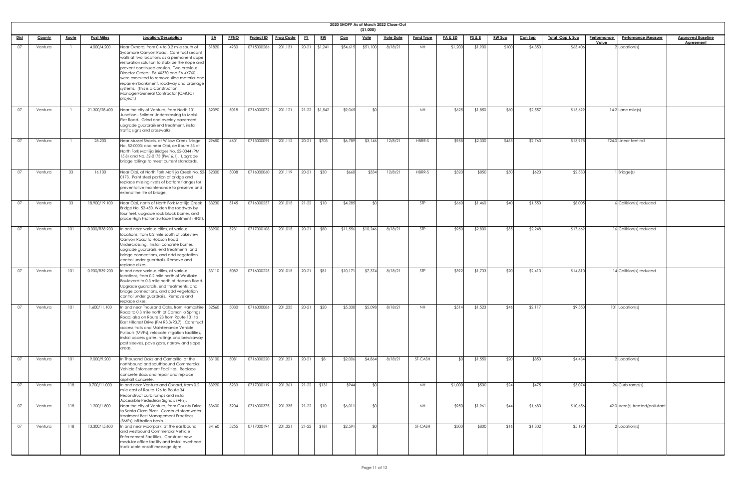# 2020 SHOPP As of March 2022 Close-Out

($1,000)

| Dist | County | Route | Post Miles | Location/Description | EA | PPNO | Project ID | Prog Code | FY | RW | Con | Vote | Vote Date | Fund Type | PA & ED | PS & E | RW Sup | Con Sup | Total Cap & Sup | Performance Value | Perfomance Measure | Approved Baseline Agreement |
|---|---|---|---|---|---|---|---|---|---|---|---|---|---|---|---|---|---|---|---|---|---|---|
| 07 | Ventura | 1 | 4.000/4.200 | Near Oxnard, from 0.4 to 0.2 mile south of Sycamore Canyon Road. Construct secant walls at two locations as a permanent slope restoration solution to stabilize the slope and prevent continued erosion. Two previous Director Orders: EA 4X370 and EA 4X760 were executed to remove slide material and repair embankment, roadway and drainage systems. (This is a Construction Manager/General Contractor (CMGC) project.) | 31820 | 4930 | 0715000286 | 201.131 | 20-21 | $1,241 | $54,615 | $51,100 | 8/18/21 | NH | $1,200 | $1,900 | $100 | $4,350 | $63,406 | 2 | Location(s) | |
| 07 | Ventura | 1 | 21.300/28.400 | Near the city of Ventura, from North 101 Junction - Solimar Undercrossing to Mobil Pier Road. Grind and overlay pavement, upgrade guardrail/end treatment, install traffic signs and crosswalks. | 32390 | 5018 | 0716000072 | 201.121 | 21-22 | $1,542 | $9,065 | $0 | | NH | $625 | $1,850 | $60 | $2,557 | $15,699 | 14.2 | Lane mile(s) | |
| 07 | Ventura | 1 | 28.200 | Near Mussel Shoals, at Willow Creek Bridge No. 52-0003; also near Ojai, on Route 33 at North Fork Matilija Bridges No. 52-0044 (PM 15.8) and No. 52-0173 (PM16.1). Upgrade bridge railings to meet current standards. | 29650 | 4601 | 0713000099 | 201.112 | 20-21 | $703 | $6,789 | $3,146 | 12/8/21 | HBRR-S | $958 | $2,300 | $465 | $2,763 | $13,978 | 724.0 | Linear feet rail | |
| 07 | Ventura | 33 | 16.100 | Near Ojai, at North Fork Matilija Creek No. 52-0173. Paint steel portion of bridge and replace missing rivets of bottom flanges for preventative maintenance to preserve and extend the life of bridge. | 32300 | 5008 | 0716000060 | 201.119 | 20-21 | $30 | $660 | $334 | 12/8/21 | HBRR-S | $320 | $850 | $50 | $620 | $2,530 | 1 | Bridge(s) | |
| 07 | Ventura | 33 | 18.900/19.100 | Near Ojai, north of North Fork Matilija Creek Bridge No. 52-450. Widen the roadway by four feet, upgrade rock block barrier, and place High Friction Surface Treatment (HFST). | 33230 | 5145 | 0716000257 | 201.015 | 21-22 | $10 | $4,285 | $0 | | STP | $660 | $1,460 | $40 | $1,550 | $8,005 | 6 | Collision(s) reduced | |
| 07 | Ventura | 101 | 0.000/R38.900 | In and near various cities, at various locations, from 0.2 mile south of Lakeview Canyon Road to Hobson Road Undercrossing. Install concrete barrier, upgrade guardrails, end treatments, and bridge connections, and add vegetation control under guardrails. Remove and replace dikes. | 33900 | 5231 | 0717000108 | 201.015 | 20-21 | $80 | $11,556 | $10,246 | 8/18/21 | STP | $950 | $2,800 | $35 | $2,248 | $17,669 | 16 | Collision(s) reduced | |
| 07 | Ventura | 101 | 0.900/R39.200 | In and near various cities, at various locations, from 0.2 mile north of Westlake Boulevard to 0.3 mile north of Hobson Road. Upgrade guardrails, end treatments, and bridge connections, and add vegetation control under guardrails. Remove and replace dikes. | 33110 | 5082 | 0716000225 | 201.015 | 20-21 | $81 | $10,171 | $7,374 | 8/18/21 | STP | $392 | $1,733 | $20 | $2,413 | $14,810 | 14 | Collision(s) reduced | |
| 07 | Ventura | 101 | 1.600/11.100 | In and near Thousand Oaks, from Hampshire Road to 0.3 mile north of Camarillo Springs Road; also on Route 23 from Route 101 to East Hillcrest Drive (PM R3.3/R3.7). Construct access trails and Maintenance Vehicle Pullouts (MVPs), relocate irrigation facilities, install access gates, railings and breakaway post sleeves, pave gore, narrow and slope areas. | 32560 | 5030 | 0716000086 | 201.235 | 20-21 | $20 | $5,330 | $5,098 | 8/18/21 | NH | $514 | $1,523 | $46 | $2,117 | $9,550 | 101 | Location(s) | |
| 07 | Ventura | 101 | 9.000/9.200 | In Thousand Oaks and Camarillo, at the northbound and southbound Commercial Vehicle Enforcement Facilities. Replace concrete slabs and repair and replace asphalt concrete. | 33100 | 5081 | 0716000220 | 201.321 | 20-21 | $8 | $2,006 | $4,864 | 8/18/21 | ST-CASH | $0 | $1,550 | $20 | $850 | $4,434 | 2 | Location(s) | |
| 07 | Ventura | 118 | 0.700/11.000 | In and near Ventura and Oxnard, from 0.2 mile east of Route 126 to Route 34. Reconstruct curb ramps and install Accessible Pedestrian Signals (APS). | 33920 | 5233 | 0717000119 | 201.361 | 21-22 | $131 | $944 | $0 | | NH | $1,000 | $500 | $24 | $475 | $3,074 | 26 | Curb ramp(s) | |
| 07 | Ventura | 118 | 1.200/1.800 | Near the city of Ventura, from County Drive to Santa Clara River. Construct stormwater treatment Best Management Practices (BMPs) infiltration basin. | 33600 | 5204 | 0716000375 | 201.335 | 21-22 | $10 | $6,011 | $0 | | NH | $950 | $1,961 | $44 | $1,680 | $10,656 | 42.0 | Acre(s) treated/pollutant | |
| 07 | Ventura | 118 | 13.300/15.600 | In and near Moorpark, at the eastbound and westbound Commercial Vehicle Enforcement Facilities. Construct new modular office facility and install overhead truck scale on/off message signs. | 34160 | 5255 | 0717000194 | 201.321 | 21-22 | $181 | $2,591 | $0 | | ST-CASH | $300 | $800 | $16 | $1,302 | $5,190 | 2 | Location(s) | |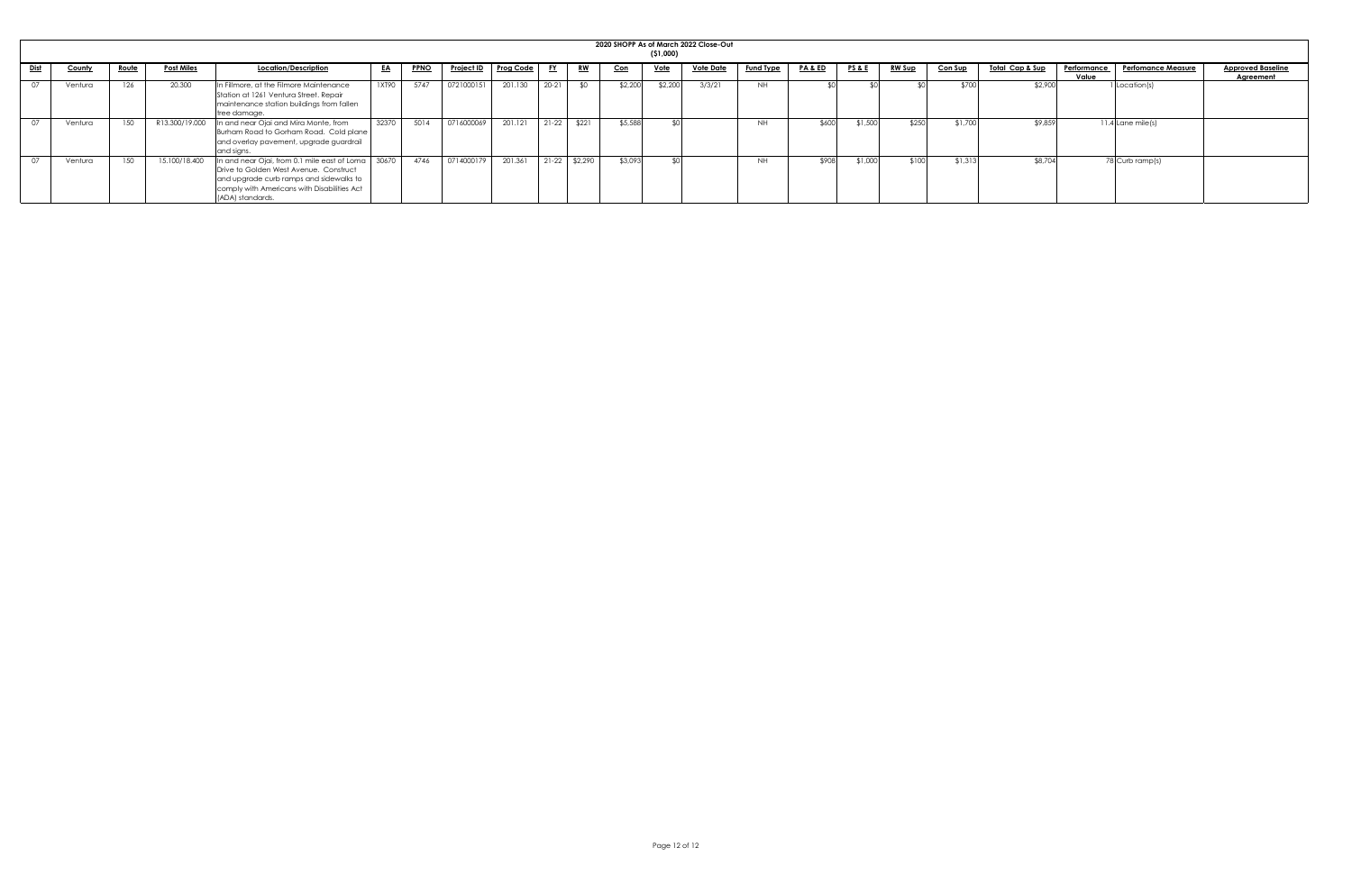## 2020 SHOPP As of March 2022 Close-Out

($1,000)

| Dist | County | Route | Post Miles | Location/Description | EA | PPNO | Project ID | Prog Code | FY | RW | Con | Vote | Vote Date | Fund Type | PA & ED | PS & E | RW Sup | Con Sup | Total Cap & Sup | Performance Value | Perfomance Measure | Approved Baseline Agreement |
|---|---|---|---|---|---|---|---|---|---|---|---|---|---|---|---|---|---|---|---|---|---|---|
| 07 | Ventura | 126 | 20.300 | In Fillmore, at the Filmore Maintenance Station at 1261 Ventura Street. Repair maintenance station buildings from fallen tree damage. | 1XT90 | 5747 | 0721000151 | 201.130 | 20-21 | $0 | $2,200 | $2,200 | 3/3/21 | NH | $0 | $0 | $0 | $700 | $2,900 | 1 | Location(s) | |
| 07 | Ventura | 150 | R13.300/19.000 | In and near Ojai and Mira Monte, from Burham Road to Gorham Road. Cold plane and overlay pavement, upgrade guardrail and signs. | 32370 | 5014 | 0716000069 | 201.121 | 21-22 | $221 | $5,588 | $0 | | NH | $600 | $1,500 | $250 | $1,700 | $9,859 | 11.4 | Lane mile(s) | |
| 07 | Ventura | 150 | 15.100/18.400 | In and near Ojai, from 0.1 mile east of Loma Drive to Golden West Avenue. Construct and upgrade curb ramps and sidewalks to comply with Americans with Disabilities Act (ADA) standards. | 30670 | 4746 | 0714000179 | 201.361 | 21-22 | $2,290 | $3,093 | $0 | | NH | $908 | $1,000 | $100 | $1,313 | $8,704 | 78 | Curb ramp(s) | |